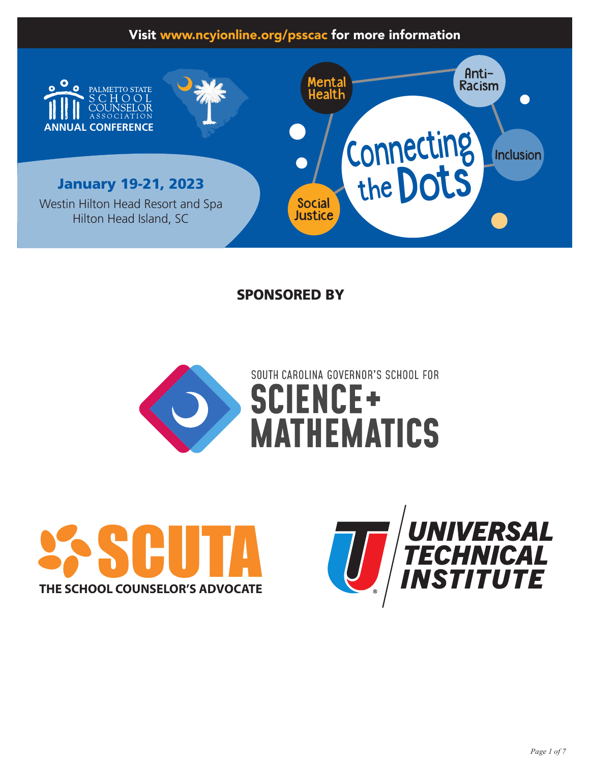Visit www.ncyionline.org/psscac for more information

PALMETTO STATE SCHOOL COUNSELOR ASSOCIATION

ANNUAL CONFERENCE

**January 19-21, 2023**

Westin Hilton Head Resort and Spa
Hilton Head Island, SC

Mental Health

Anti-Racism

Inclusion

Social Justice

Connecting the Dots

## SPONSORED BY

SOUTH CAROLINA GOVERNOR'S SCHOOL FOR SCIENCE + MATHEMATICS

SCUTA
THE SCHOOL COUNSELOR'S ADVOCATE

UNIVERSAL TECHNICAL INSTITUTE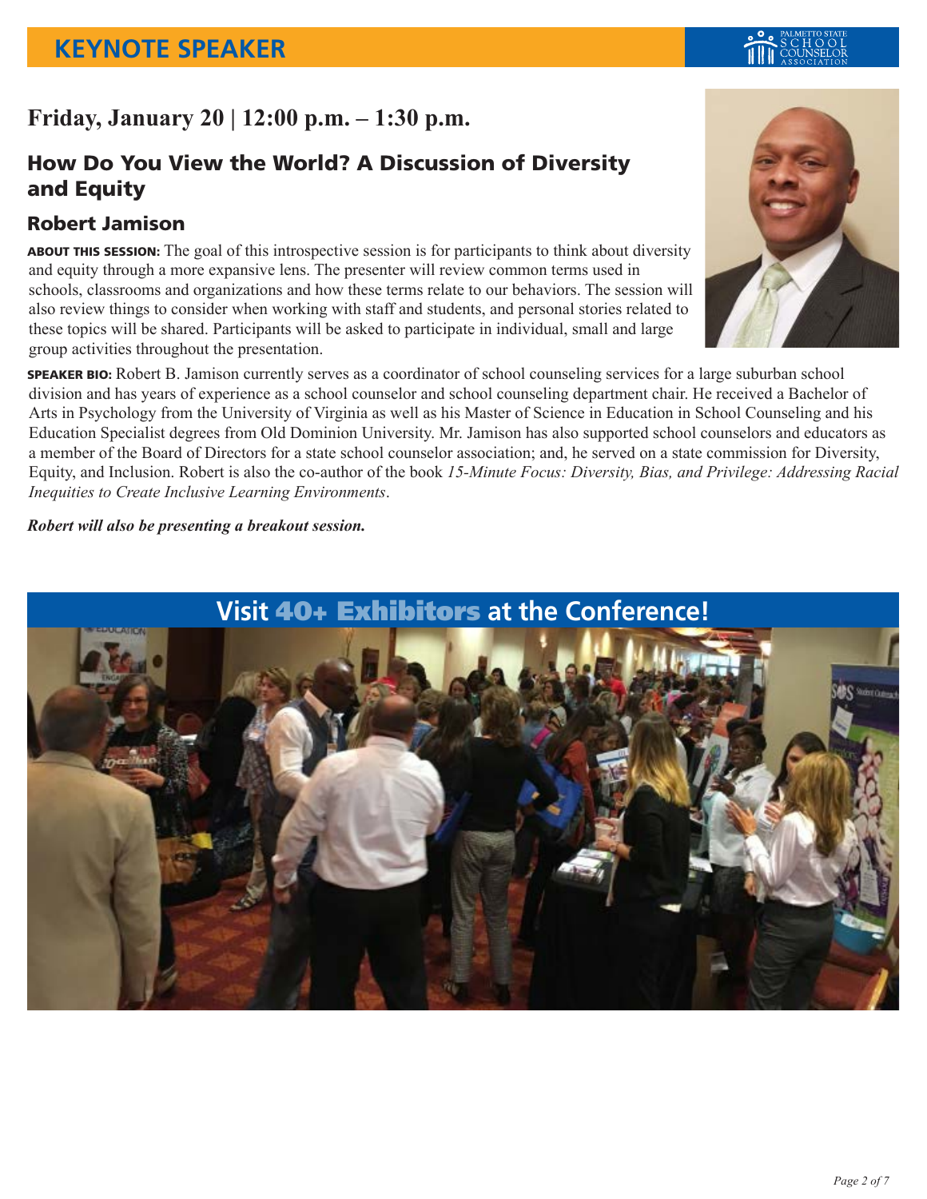# KEYNOTE SPEAKER

## Friday, January 20 | 12:00 p.m. – 1:30 p.m.

### How Do You View the World? A Discussion of Diversity and Equity

### Robert Jamison

**ABOUT THIS SESSION:** The goal of this introspective session is for participants to think about diversity and equity through a more expansive lens. The presenter will review common terms used in schools, classrooms and organizations and how these terms relate to our behaviors. The session will also review things to consider when working with staff and students, and personal stories related to these topics will be shared. Participants will be asked to participate in individual, small and large group activities throughout the presentation.

**SPEAKER BIO:** Robert B. Jamison currently serves as a coordinator of school counseling services for a large suburban school division and has years of experience as a school counselor and school counseling department chair. He received a Bachelor of Arts in Psychology from the University of Virginia as well as his Master of Science in Education in School Counseling and his Education Specialist degrees from Old Dominion University. Mr. Jamison has also supported school counselors and educators as a member of the Board of Directors for a state school counselor association; and, he served on a state commission for Diversity, Equity, and Inclusion. Robert is also the co-author of the book *15-Minute Focus: Diversity, Bias, and Privilege: Addressing Racial Inequities to Create Inclusive Learning Environments*.

***Robert will also be presenting a breakout session.***

## Visit 40+ Exhibitors at the Conference!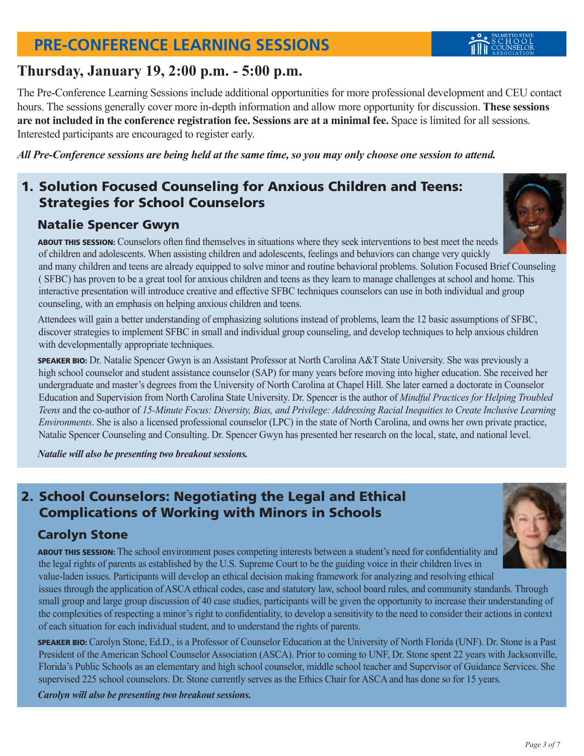# PRE-CONFERENCE LEARNING SESSIONS

## Thursday, January 19, 2:00 p.m. - 5:00 p.m.

The Pre-Conference Learning Sessions include additional opportunities for more professional development and CEU contact hours. The sessions generally cover more in-depth information and allow more opportunity for discussion. **These sessions are not included in the conference registration fee. Sessions are at a minimal fee.** Space is limited for all sessions. Interested participants are encouraged to register early.

***All Pre-Conference sessions are being held at the same time, so you may only choose one session to attend.***

## 1. Solution Focused Counseling for Anxious Children and Teens: Strategies for School Counselors

### Natalie Spencer Gwyn

**ABOUT THIS SESSION:** Counselors often find themselves in situations where they seek interventions to best meet the needs of children and adolescents. When assisting children and adolescents, feelings and behaviors can change very quickly and many children and teens are already equipped to solve minor and routine behavioral problems. Solution Focused Brief Counseling ( SFBC) has proven to be a great tool for anxious children and teens as they learn to manage challenges at school and home. This interactive presentation will introduce creative and effective SFBC techniques counselors can use in both individual and group counseling, with an emphasis on helping anxious children and teens.

Attendees will gain a better understanding of emphasizing solutions instead of problems, learn the 12 basic assumptions of SFBC, discover strategies to implement SFBC in small and individual group counseling, and develop techniques to help anxious children with developmentally appropriate techniques.

**SPEAKER BIO:** Dr. Natalie Spencer Gwyn is an Assistant Professor at North Carolina A&T State University. She was previously a high school counselor and student assistance counselor (SAP) for many years before moving into higher education. She received her undergraduate and master's degrees from the University of North Carolina at Chapel Hill. She later earned a doctorate in Counselor Education and Supervision from North Carolina State University. Dr. Spencer is the author of *Mindful Practices for Helping Troubled Teens* and the co-author of *15-Minute Focus: Diversity, Bias, and Privilege: Addressing Racial Inequities to Create Inclusive Learning Environments*. She is also a licensed professional counselor (LPC) in the state of North Carolina, and owns her own private practice, Natalie Spencer Counseling and Consulting. Dr. Spencer Gwyn has presented her research on the local, state, and national level.

***Natalie will also be presenting two breakout sessions.***

## 2. School Counselors: Negotiating the Legal and Ethical Complications of Working with Minors in Schools

### Carolyn Stone

**ABOUT THIS SESSION:** The school environment poses competing interests between a student's need for confidentiality and the legal rights of parents as established by the U.S. Supreme Court to be the guiding voice in their children lives in value-laden issues. Participants will develop an ethical decision making framework for analyzing and resolving ethical issues through the application of ASCA ethical codes, case and statutory law, school board rules, and community standards. Through small group and large group discussion of 40 case studies, participants will be given the opportunity to increase their understanding of the complexities of respecting a minor's right to confidentiality, to develop a sensitivity to the need to consider their actions in context of each situation for each individual student, and to understand the rights of parents.

**SPEAKER BIO:** Carolyn Stone, Ed.D., is a Professor of Counselor Education at the University of North Florida (UNF). Dr. Stone is a Past President of the American School Counselor Association (ASCA). Prior to coming to UNF, Dr. Stone spent 22 years with Jacksonville, Florida's Public Schools as an elementary and high school counselor, middle school teacher and Supervisor of Guidance Services. She supervised 225 school counselors. Dr. Stone currently serves as the Ethics Chair for ASCA and has done so for 15 years.

***Carolyn will also be presenting two breakout sessions.***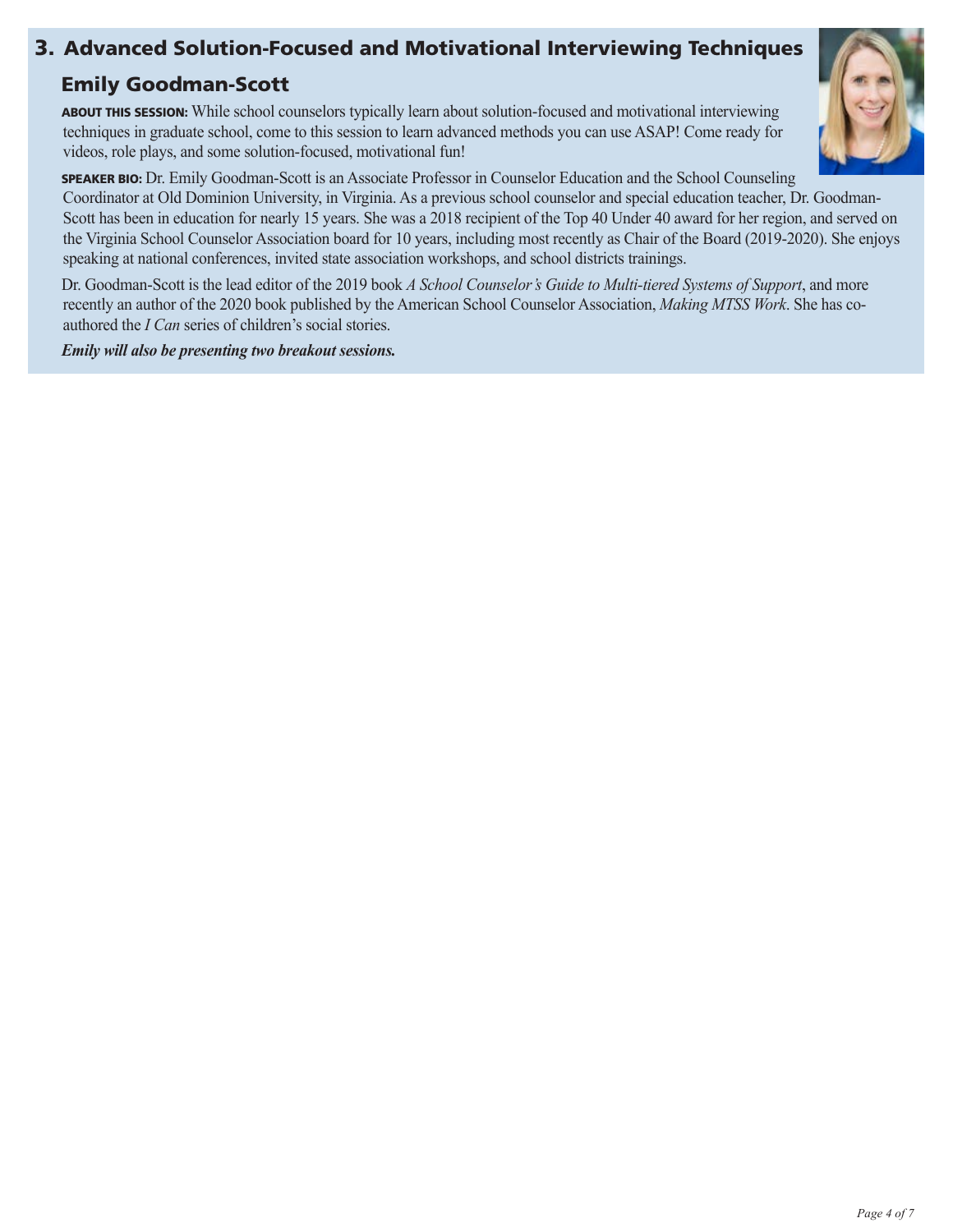## 3. Advanced Solution-Focused and Motivational Interviewing Techniques

### Emily Goodman-Scott

**ABOUT THIS SESSION:** While school counselors typically learn about solution-focused and motivational interviewing techniques in graduate school, come to this session to learn advanced methods you can use ASAP! Come ready for videos, role plays, and some solution-focused, motivational fun!

**SPEAKER BIO:** Dr. Emily Goodman-Scott is an Associate Professor in Counselor Education and the School Counseling Coordinator at Old Dominion University, in Virginia. As a previous school counselor and special education teacher, Dr. Goodman-Scott has been in education for nearly 15 years. She was a 2018 recipient of the Top 40 Under 40 award for her region, and served on the Virginia School Counselor Association board for 10 years, including most recently as Chair of the Board (2019-2020). She enjoys speaking at national conferences, invited state association workshops, and school districts trainings.

Dr. Goodman-Scott is the lead editor of the 2019 book *A School Counselor's Guide to Multi-tiered Systems of Support*, and more recently an author of the 2020 book published by the American School Counselor Association, *Making MTSS Work*. She has co-authored the *I Can* series of children's social stories.

***Emily will also be presenting two breakout sessions.***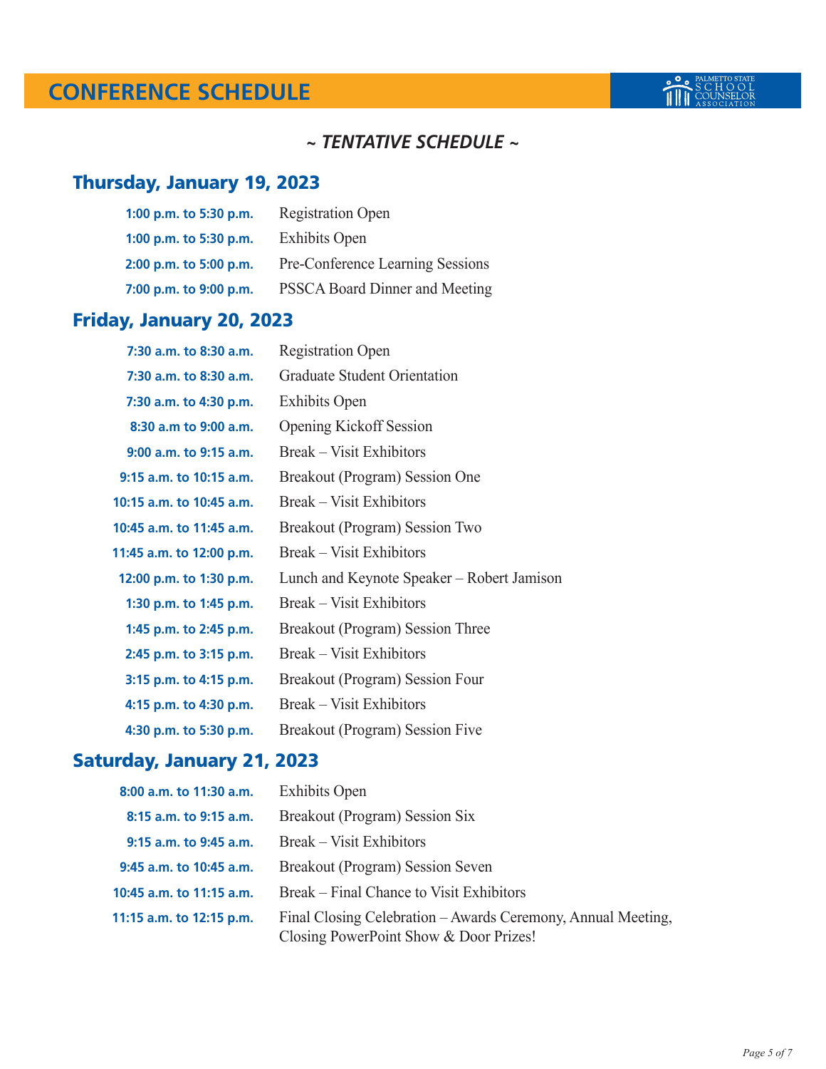# CONFERENCE SCHEDULE

PALMETTO STATE SCHOOL COUNSELOR ASSOCIATION

*~ TENTATIVE SCHEDULE ~*

## Thursday, January 19, 2023

| | |
|---|---|
| **1:00 p.m. to 5:30 p.m.** | Registration Open |
| **1:00 p.m. to 5:30 p.m.** | Exhibits Open |
| **2:00 p.m. to 5:00 p.m.** | Pre-Conference Learning Sessions |
| **7:00 p.m. to 9:00 p.m.** | PSSCA Board Dinner and Meeting |

## Friday, January 20, 2023

| | |
|---|---|
| **7:30 a.m. to 8:30 a.m.** | Registration Open |
| **7:30 a.m. to 8:30 a.m.** | Graduate Student Orientation |
| **7:30 a.m. to 4:30 p.m.** | Exhibits Open |
| **8:30 a.m to 9:00 a.m.** | Opening Kickoff Session |
| **9:00 a.m. to 9:15 a.m.** | Break – Visit Exhibitors |
| **9:15 a.m. to 10:15 a.m.** | Breakout (Program) Session One |
| **10:15 a.m. to 10:45 a.m.** | Break – Visit Exhibitors |
| **10:45 a.m. to 11:45 a.m.** | Breakout (Program) Session Two |
| **11:45 a.m. to 12:00 p.m.** | Break – Visit Exhibitors |
| **12:00 p.m. to 1:30 p.m.** | Lunch and Keynote Speaker – Robert Jamison |
| **1:30 p.m. to 1:45 p.m.** | Break – Visit Exhibitors |
| **1:45 p.m. to 2:45 p.m.** | Breakout (Program) Session Three |
| **2:45 p.m. to 3:15 p.m.** | Break – Visit Exhibitors |
| **3:15 p.m. to 4:15 p.m.** | Breakout (Program) Session Four |
| **4:15 p.m. to 4:30 p.m.** | Break – Visit Exhibitors |
| **4:30 p.m. to 5:30 p.m.** | Breakout (Program) Session Five |

## Saturday, January 21, 2023

| | |
|---|---|
| **8:00 a.m. to 11:30 a.m.** | Exhibits Open |
| **8:15 a.m. to 9:15 a.m.** | Breakout (Program) Session Six |
| **9:15 a.m. to 9:45 a.m.** | Break – Visit Exhibitors |
| **9:45 a.m. to 10:45 a.m.** | Breakout (Program) Session Seven |
| **10:45 a.m. to 11:15 a.m.** | Break – Final Chance to Visit Exhibitors |
| **11:15 a.m. to 12:15 p.m.** | Final Closing Celebration – Awards Ceremony, Annual Meeting, Closing PowerPoint Show & Door Prizes! |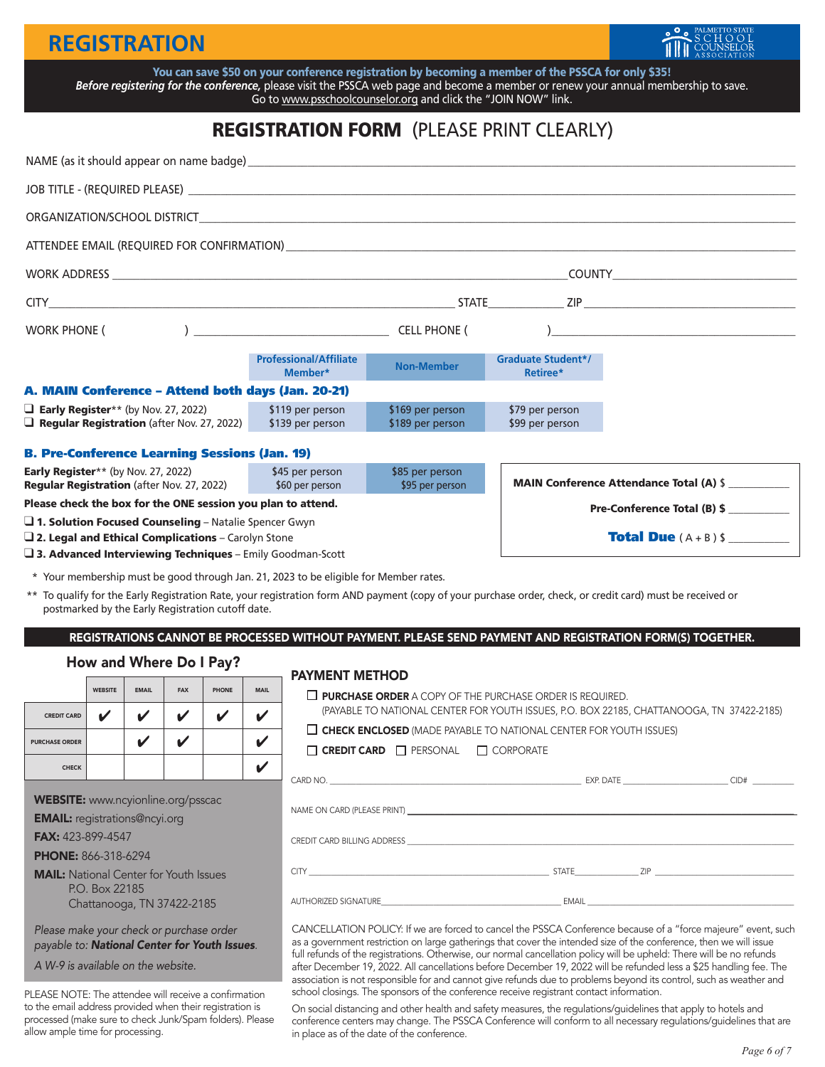# REGISTRATION

PALMETTO STATE SCHOOL COUNSELOR ASSOCIATION

**You can save $50 on your conference registration by becoming a member of the PSSCA for only $35!**
***Before registering for the conference,*** please visit the PSSCA web page and become a member or renew your annual membership to save. Go to www.psschoolcounselor.org and click the "JOIN NOW" link.

## REGISTRATION FORM (PLEASE PRINT CLEARLY)

NAME (as it should appear on name badge) ______________________

JOB TITLE - (REQUIRED PLEASE) ______________________

ORGANIZATION/SCHOOL DISTRICT ______________________

ATTENDEE EMAIL (REQUIRED FOR CONFIRMATION) ______________________

WORK ADDRESS ______________________ COUNTY ______________________

CITY ______________________ STATE __________ ZIP ______________________

WORK PHONE ( ) ______________________ CELL PHONE ( ) ______________________

| | Professional/Affiliate Member* | Non-Member | Graduate Student*/ Retiree* |
|---|---|---|---|
| **A. MAIN Conference – Attend both days (Jan. 20-21)** | | | |
| ❑ **Early Register**** (by Nov. 27, 2022) | $119 per person | $169 per person | $79 per person |
| ❑ **Regular Registration** (after Nov. 27, 2022) | $139 per person | $189 per person | $99 per person |
| **B. Pre-Conference Learning Sessions (Jan. 19)** | | | |
| **Early Register**** (by Nov. 27, 2022) | $45 per person | $85 per person | |
| **Regular Registration** (after Nov. 27, 2022) | $60 per person | $95 per person | |

**Please check the box for the ONE session you plan to attend.**

- ❑ **1. Solution Focused Counseling** – Natalie Spencer Gwyn
- ❑ **2. Legal and Ethical Complications** – Carolyn Stone
- ❑ **3. Advanced Interviewing Techniques** – Emily Goodman-Scott

**MAIN Conference Attendance Total (A)** $ __________

**Pre-Conference Total (B)** $ __________

**Total Due** ( A + B ) $ __________

\* Your membership must be good through Jan. 21, 2023 to be eligible for Member rates.

** To qualify for the Early Registration Rate, your registration form AND payment (copy of your purchase order, check, or credit card) must be received or postmarked by the Early Registration cutoff date.

**REGISTRATIONS CANNOT BE PROCESSED WITHOUT PAYMENT. PLEASE SEND PAYMENT AND REGISTRATION FORM(S) TOGETHER.**

### How and Where Do I Pay?

| | WEBSITE | EMAIL | FAX | PHONE | MAIL |
|---|---|---|---|---|---|
| CREDIT CARD | ✔ | ✔ | ✔ | ✔ | ✔ |
| PURCHASE ORDER | | ✔ | ✔ | | ✔ |
| CHECK | | | | | ✔ |

**WEBSITE:** www.ncyionline.org/psscac
**EMAIL:** registrations@ncyi.org
**FAX:** 423-899-4547
**PHONE:** 866-318-6294
**MAIL:** National Center for Youth Issues
P.O. Box 22185
Chattanooga, TN 37422-2185

*Please make your check or purchase order payable to:* ***National Center for Youth Issues****.*

*A W-9 is available on the website.*

PLEASE NOTE: The attendee will receive a confirmation to the email address provided when their registration is processed (make sure to check Junk/Spam folders). Please allow ample time for processing.

### PAYMENT METHOD

❑ **PURCHASE ORDER** A COPY OF THE PURCHASE ORDER IS REQUIRED.
(PAYABLE TO NATIONAL CENTER FOR YOUTH ISSUES, P.O. BOX 22185, CHATTANOOGA, TN 37422-2185)

❑ **CHECK ENCLOSED** (MADE PAYABLE TO NATIONAL CENTER FOR YOUTH ISSUES)

❑ **CREDIT CARD** ❑ PERSONAL ❑ CORPORATE

CARD NO. ______________________ EXP. DATE __________ CID# __________

NAME ON CARD (PLEASE PRINT) ______________________

CREDIT CARD BILLING ADDRESS ______________________

CITY ______________________ STATE __________ ZIP ______________________

AUTHORIZED SIGNATURE ______________________ EMAIL ______________________

CANCELLATION POLICY: If we are forced to cancel the PSSCA Conference because of a "force majeure" event, such as a government restriction on large gatherings that cover the intended size of the conference, then we will issue full refunds of the registrations. Otherwise, our normal cancellation policy will be upheld: There will be no refunds after December 19, 2022. All cancellations before December 19, 2022 will be refunded less a $25 handling fee. The association is not responsible for and cannot give refunds due to problems beyond its control, such as weather and school closings. The sponsors of the conference receive registrant contact information.

On social distancing and other health and safety measures, the regulations/guidelines that apply to hotels and conference centers may change. The PSSCA Conference will conform to all necessary regulations/guidelines that are in place as of the date of the conference.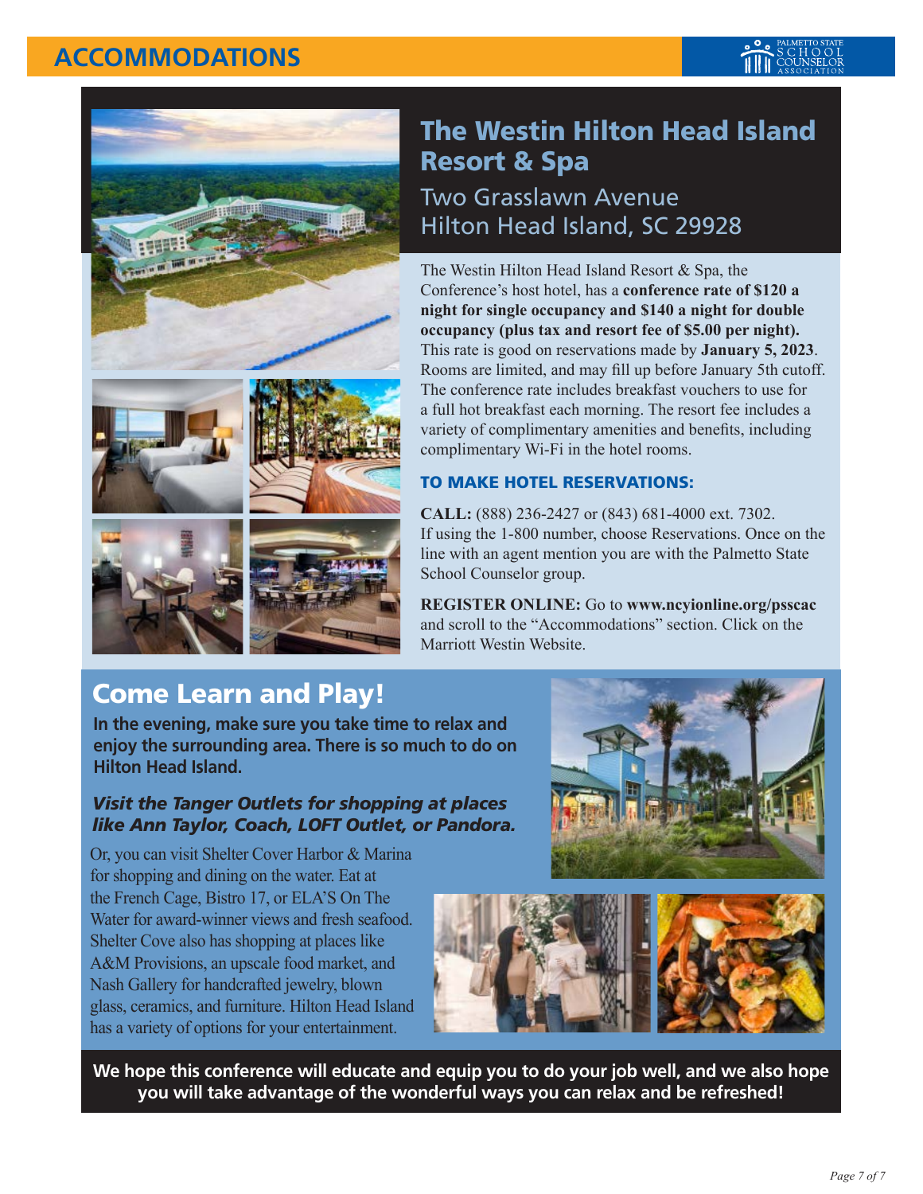# ACCOMMODATIONS

## The Westin Hilton Head Island Resort & Spa

Two Grasslawn Avenue
Hilton Head Island, SC 29928

The Westin Hilton Head Island Resort & Spa, the Conference's host hotel, has a **conference rate of $120 a night for single occupancy and $140 a night for double occupancy (plus tax and resort fee of $5.00 per night).** This rate is good on reservations made by **January 5, 2023**. Rooms are limited, and may fill up before January 5th cutoff. The conference rate includes breakfast vouchers to use for a full hot breakfast each morning. The resort fee includes a variety of complimentary amenities and benefits, including complimentary Wi-Fi in the hotel rooms.

### TO MAKE HOTEL RESERVATIONS:

**CALL:** (888) 236-2427 or (843) 681-4000 ext. 7302. If using the 1-800 number, choose Reservations. Once on the line with an agent mention you are with the Palmetto State School Counselor group.

**REGISTER ONLINE:** Go to **www.ncyionline.org/psscac** and scroll to the "Accommodations" section. Click on the Marriott Westin Website.

## Come Learn and Play!

**In the evening, make sure you take time to relax and enjoy the surrounding area. There is so much to do on Hilton Head Island.**

***Visit the Tanger Outlets for shopping at places like Ann Taylor, Coach, LOFT Outlet, or Pandora.***

Or, you can visit Shelter Cover Harbor & Marina for shopping and dining on the water. Eat at the French Cage, Bistro 17, or ELA'S On The Water for award-winner views and fresh seafood. Shelter Cove also has shopping at places like A&M Provisions, an upscale food market, and Nash Gallery for handcrafted jewelry, blown glass, ceramics, and furniture. Hilton Head Island has a variety of options for your entertainment.

**We hope this conference will educate and equip you to do your job well, and we also hope you will take advantage of the wonderful ways you can relax and be refreshed!**